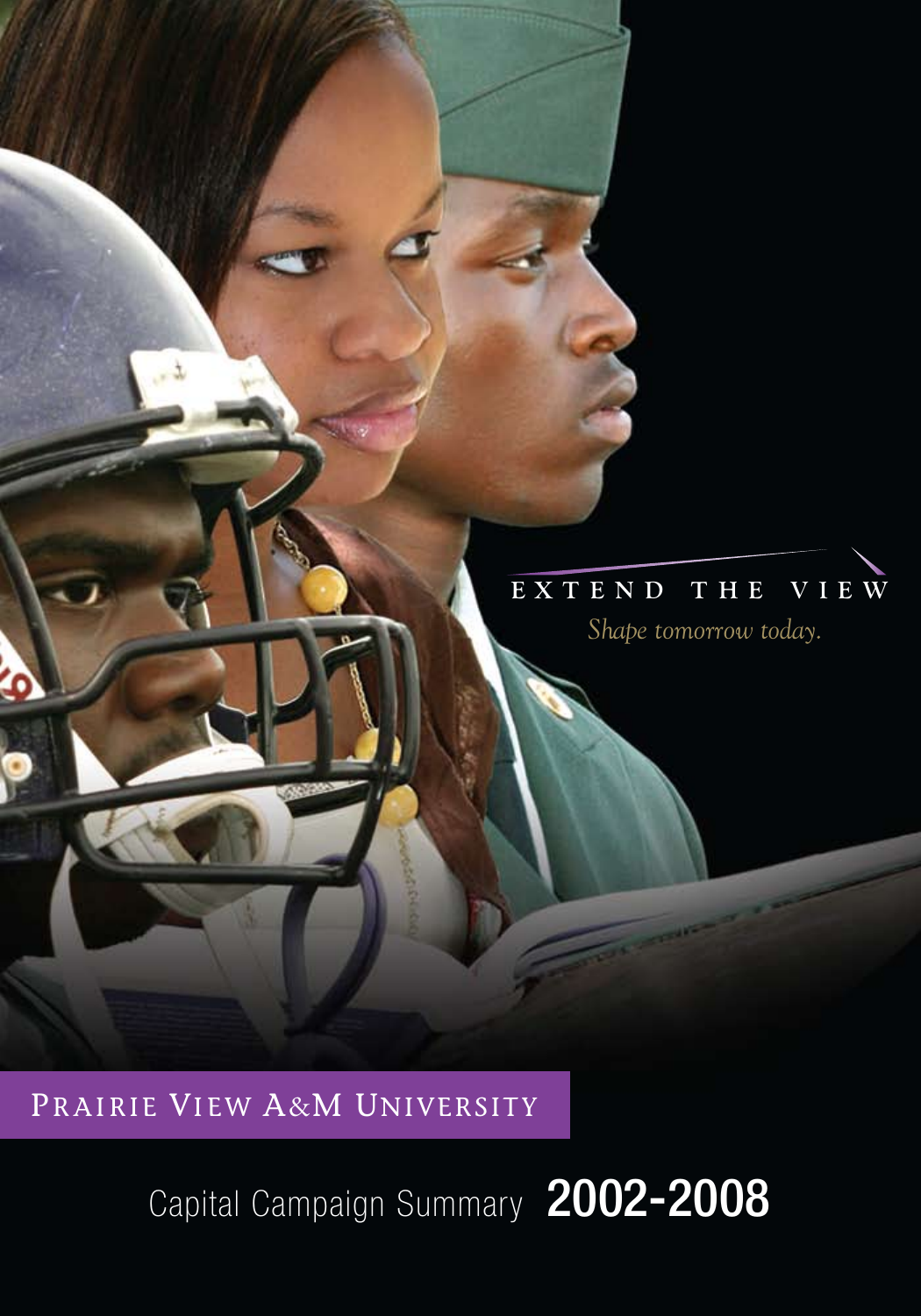EXTEND THE VIEW

*Shape tomorrow today.*

# PRAIRIE VIEW A&M UNIVERSITY

## Capital Campaign Summary **2002-2008**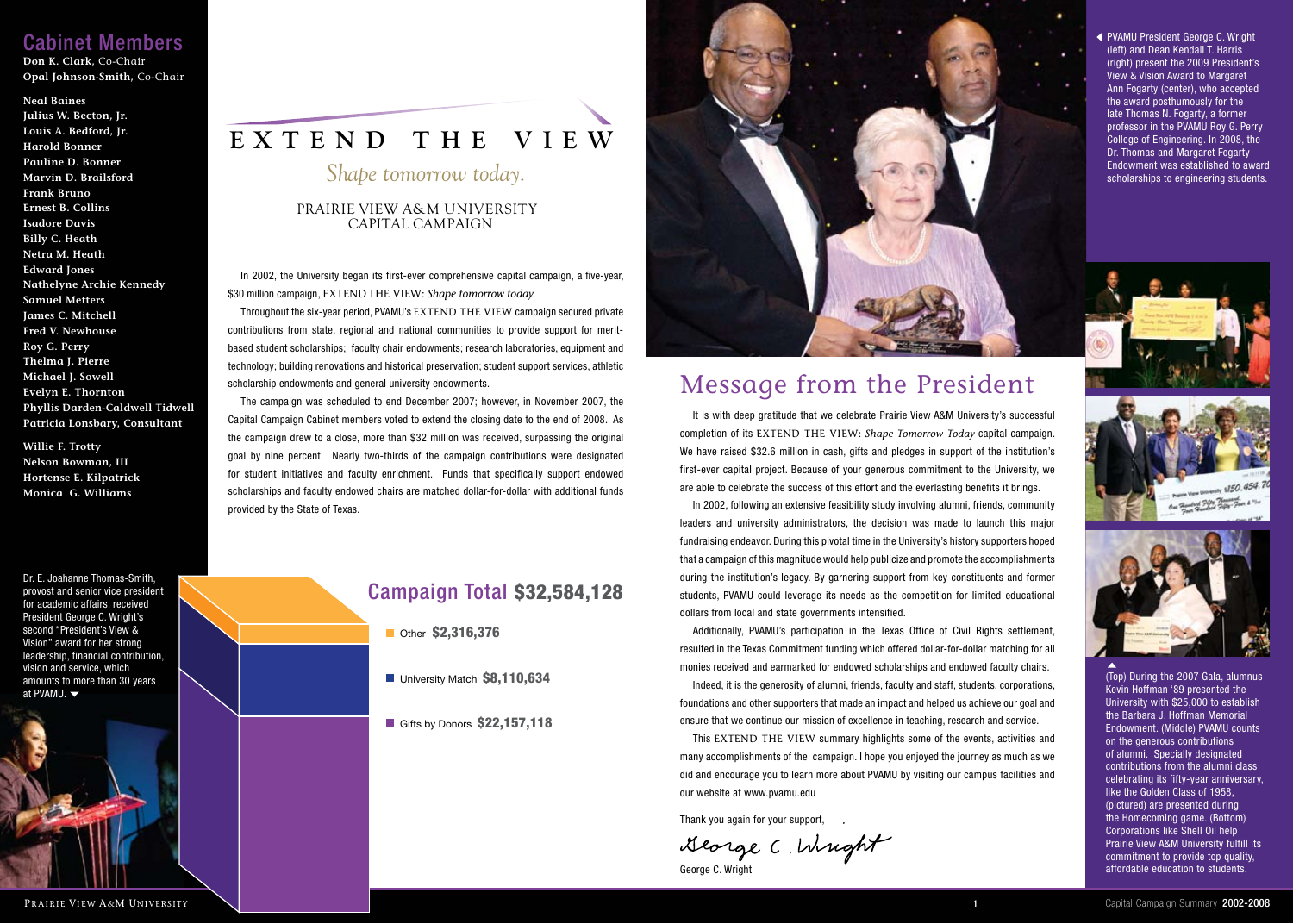## Cabinet Members

**Don K. Clark**, Co-Chair
**Opal Johnson-Smith**, Co-Chair

**Neal Baines**
**Julius W. Becton, Jr.**
**Louis A. Bedford, Jr.**
**Harold Bonner**
**Pauline D. Bonner**
**Marvin D. Brailsford**
**Frank Bruno**
**Ernest B. Collins**
**Isadore Davis**
**Billy C. Heath**
**Netra M. Heath**
**Edward Jones**
**Nathelyne Archie Kennedy**
**Samuel Metters**
**James C. Mitchell**
**Fred V. Newhouse**
**Roy G. Perry**
**Thelma J. Pierre**
**Michael J. Sowell**
**Evelyn E. Thornton**
**Phyllis Darden-Caldwell Tidwell**
**Patricia Lonsbary, Consultant**

**Willie F. Trotty**
**Nelson Bowman, III**
**Hortense E. Kilpatrick**
**Monica G. Williams**

Dr. E. Joahanne Thomas-Smith, provost and senior vice president for academic affairs, received President George C. Wright's second "President's View & Vision" award for her strong leadership, financial contribution, vision and service, which amounts to more than 30 years at PVAMU.

# EXTEND THE VIEW

*Shape tomorrow today.*

PRAIRIE VIEW A&M UNIVERSITY
CAPITAL CAMPAIGN

In 2002, the University began its first-ever comprehensive capital campaign, a five-year, $30 million campaign, EXTEND THE VIEW: *Shape tomorrow today.*

Throughout the six-year period, PVAMU's EXTEND THE VIEW campaign secured private contributions from state, regional and national communities to provide support for merit-based student scholarships; faculty chair endowments; research laboratories, equipment and technology; building renovations and historical preservation; student support services, athletic scholarship endowments and general university endowments.

The campaign was scheduled to end December 2007; however, in November 2007, the Capital Campaign Cabinet members voted to extend the closing date to the end of 2008. As the campaign drew to a close, more than $32 million was received, surpassing the original goal by nine percent. Nearly two-thirds of the campaign contributions were designated for student initiatives and faculty enrichment. Funds that specifically support endowed scholarships and faculty endowed chairs are matched dollar-for-dollar with additional funds provided by the State of Texas.

## Campaign Total **$32,584,128**

- Other **$2,316,376**
- University Match **$8,110,634**
- Gifts by Donors **$22,157,118**

PVAMU President George C. Wright (left) and Dean Kendall T. Harris (right) present the 2009 President's View & Vision Award to Margaret Ann Fogarty (center), who accepted the award posthumously for the late Thomas N. Fogarty, a former professor in the PVAMU Roy G. Perry College of Engineering. In 2008, the Dr. Thomas and Margaret Fogarty Endowment was established to award scholarships to engineering students.

# Message from the President

It is with deep gratitude that we celebrate Prairie View A&M University's successful completion of its EXTEND THE VIEW: *Shape Tomorrow Today* capital campaign. We have raised $32.6 million in cash, gifts and pledges in support of the institution's first-ever capital project. Because of your generous commitment to the University, we are able to celebrate the success of this effort and the everlasting benefits it brings.

In 2002, following an extensive feasibility study involving alumni, friends, community leaders and university administrators, the decision was made to launch this major fundraising endeavor. During this pivotal time in the University's history supporters hoped that a campaign of this magnitude would help publicize and promote the accomplishments during the institution's legacy. By garnering support from key constituents and former students, PVAMU could leverage its needs as the competition for limited educational dollars from local and state governments intensified.

Additionally, PVAMU's participation in the Texas Office of Civil Rights settlement, resulted in the Texas Commitment funding which offered dollar-for-dollar matching for all monies received and earmarked for endowed scholarships and endowed faculty chairs.

Indeed, it is the generosity of alumni, friends, faculty and staff, students, corporations, foundations and other supporters that made an impact and helped us achieve our goal and ensure that we continue our mission of excellence in teaching, research and service.

This EXTEND THE VIEW summary highlights some of the events, activities and many accomplishments of the campaign. I hope you enjoyed the journey as much as we did and encourage you to learn more about PVAMU by visiting our campus facilities and our website at www.pvamu.edu

Thank you again for your support,

*George C. Wright*

George C. Wright

(Top) During the 2007 Gala, alumnus Kevin Hoffman '89 presented the University with $25,000 to establish the Barbara J. Hoffman Memorial Endowment. (Middle) PVAMU counts on the generous contributions of alumni. Specially designated contributions from the alumni class celebrating its fifty-year anniversary, like the Golden Class of 1958, (pictured) are presented during the Homecoming game. (Bottom) Corporations like Shell Oil help Prairie View A&M University fulfill its commitment to provide top quality, affordable education to students.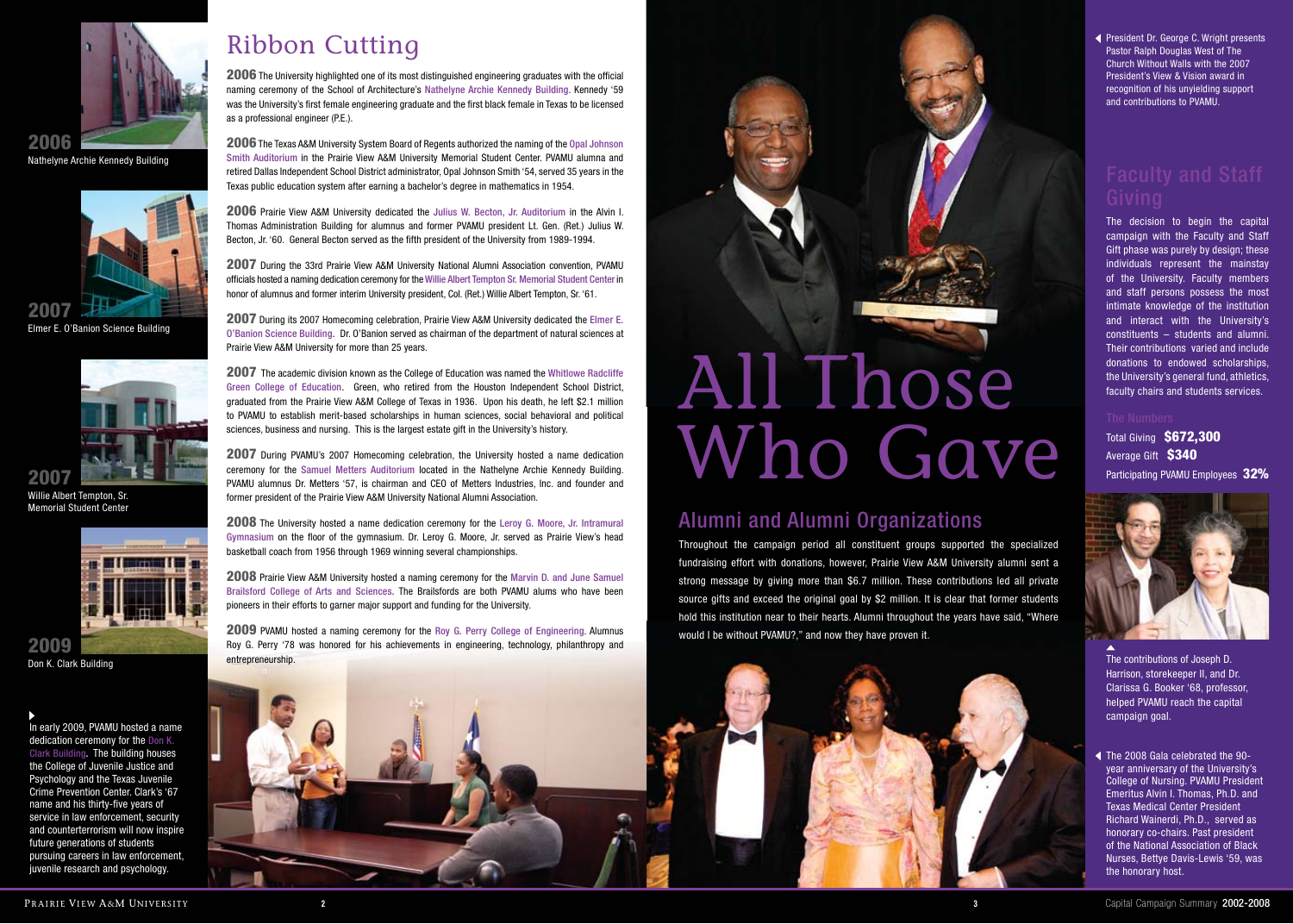2006
Nathelyne Archie Kennedy Building

2007
Elmer E. O'Banion Science Building

2007
Willie Albert Tempton, Sr. Memorial Student Center

2009
Don K. Clark Building

In early 2009, PVAMU hosted a name dedication ceremony for the Don K. Clark Building. The building houses the College of Juvenile Justice and Psychology and the Texas Juvenile Crime Prevention Center. Clark's '67 name and his thirty-five years of service in law enforcement, security and counterterrorism will now inspire future generations of students pursuing careers in law enforcement, juvenile research and psychology.

# Ribbon Cutting

**2006** The University highlighted one of its most distinguished engineering graduates with the official naming ceremony of the School of Architecture's Nathelyne Archie Kennedy Building. Kennedy '59 was the University's first female engineering graduate and the first black female in Texas to be licensed as a professional engineer (P.E.).

**2006** The Texas A&M University System Board of Regents authorized the naming of the Opal Johnson Smith Auditorium in the Prairie View A&M University Memorial Student Center. PVAMU alumna and retired Dallas Independent School District administrator, Opal Johnson Smith '54, served 35 years in the Texas public education system after earning a bachelor's degree in mathematics in 1954.

**2006** Prairie View A&M University dedicated the Julius W. Becton, Jr. Auditorium in the Alvin I. Thomas Administration Building for alumnus and former PVAMU president Lt. Gen. (Ret.) Julius W. Becton, Jr. '60. General Becton served as the fifth president of the University from 1989-1994.

**2007** During the 33rd Prairie View A&M University National Alumni Association convention, PVAMU officials hosted a naming dedication ceremony for the Willie Albert Tempton Sr. Memorial Student Center in honor of alumnus and former interim University president, Col. (Ret.) Willie Albert Tempton, Sr. '61.

**2007** During its 2007 Homecoming celebration, Prairie View A&M University dedicated the Elmer E. O'Banion Science Building. Dr. O'Banion served as chairman of the department of natural sciences at Prairie View A&M University for more than 25 years.

**2007** The academic division known as the College of Education was named the Whitlowe Radcliffe Green College of Education. Green, who retired from the Houston Independent School District, graduated from the Prairie View A&M College of Texas in 1936. Upon his death, he left $2.1 million to PVAMU to establish merit-based scholarships in human sciences, social behavioral and political sciences, business and nursing. This is the largest estate gift in the University's history.

**2007** During PVAMU's 2007 Homecoming celebration, the University hosted a name dedication ceremony for the Samuel Metters Auditorium located in the Nathelyne Archie Kennedy Building. PVAMU alumnus Dr. Metters '57, is chairman and CEO of Metters Industries, Inc. and founder and former president of the Prairie View A&M University National Alumni Association.

**2008** The University hosted a name dedication ceremony for the Leroy G. Moore, Jr. Intramural Gymnasium on the floor of the gymnasium. Dr. Leroy G. Moore, Jr. served as Prairie View's head basketball coach from 1956 through 1969 winning several championships.

**2008** Prairie View A&M University hosted a naming ceremony for the Marvin D. and June Samuel Brailsford College of Arts and Sciences. The Brailsfords are both PVAMU alums who have been pioneers in their efforts to garner major support and funding for the University.

**2009** PVAMU hosted a naming ceremony for the Roy G. Perry College of Engineering. Alumnus Roy G. Perry '78 was honored for his achievements in engineering, technology, philanthropy and entrepreneurship.

# All Those Who Gave

## Alumni and Alumni Organizations

Throughout the campaign period all constituent groups supported the specialized fundraising effort with donations, however, Prairie View A&M University alumni sent a strong message by giving more than $6.7 million. These contributions led all private source gifts and exceed the original goal by $2 million. It is clear that former students hold this institution near to their hearts. Alumni throughout the years have said, "Where would I be without PVAMU?," and now they have proven it.

President Dr. George C. Wright presents Pastor Ralph Douglas West of The Church Without Walls with the 2007 President's View & Vision award in recognition of his unyielding support and contributions to PVAMU.

## Faculty and Staff Giving

The decision to begin the capital campaign with the Faculty and Staff Gift phase was purely by design; these individuals represent the mainstay of the University. Faculty members and staff persons possess the most intimate knowledge of the institution and interact with the University's constituents – students and alumni. Their contributions varied and include donations to endowed scholarships, the University's general fund, athletics, faculty chairs and students services.

### The Numbers

Total Giving **$672,300**
Average Gift **$340**
Participating PVAMU Employees **32%**

The contributions of Joseph D. Harrison, storekeeper II, and Dr. Clarissa G. Booker '68, professor, helped PVAMU reach the capital campaign goal.

The 2008 Gala celebrated the 90-year anniversary of the University's College of Nursing. PVAMU President Emeritus Alvin I. Thomas, Ph.D. and Texas Medical Center President Richard Wainerdi, Ph.D., served as honorary co-chairs. Past president of the National Association of Black Nurses, Bettye Davis-Lewis '59, was the honorary host.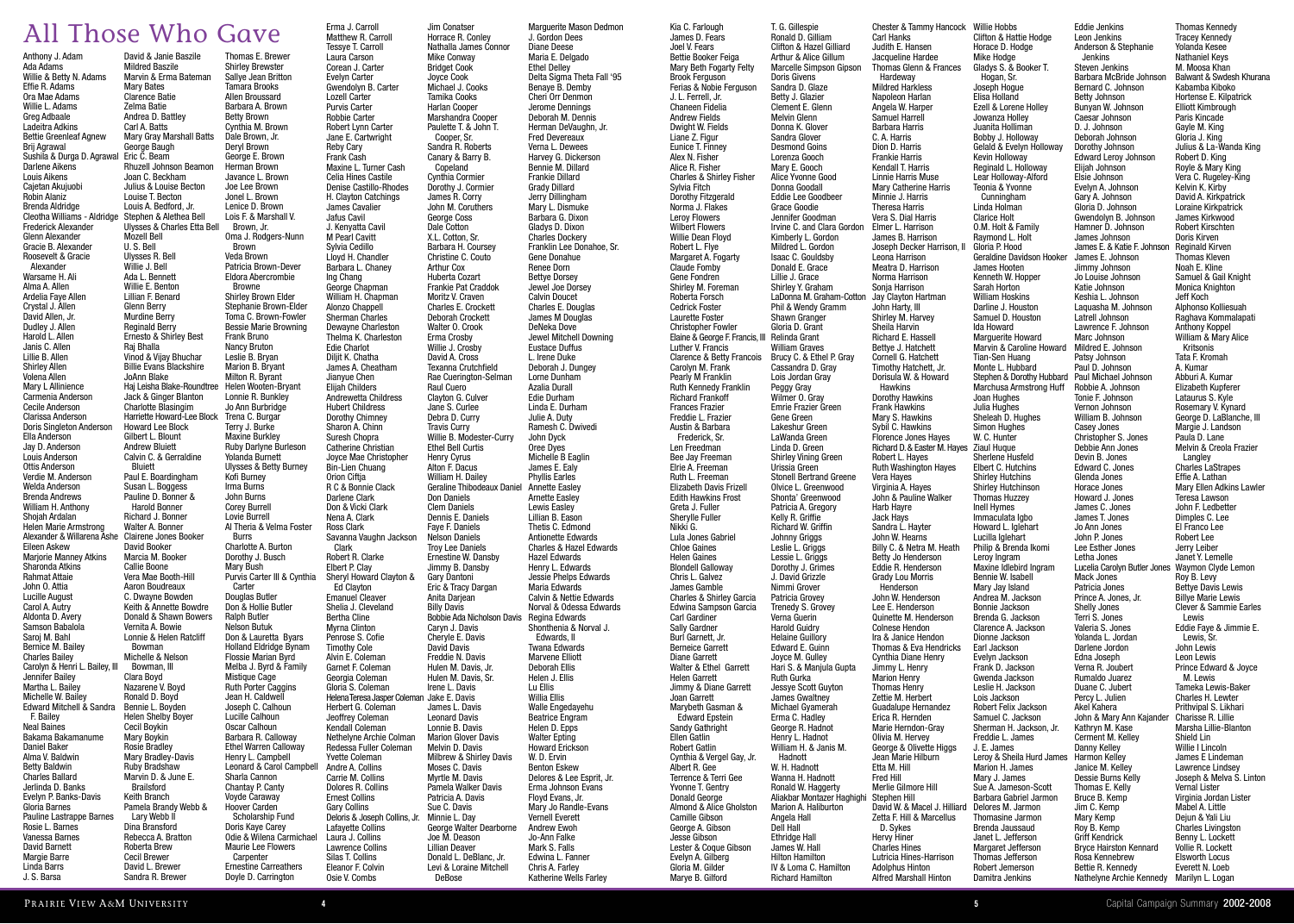# All Those Who Gave

Anthony J. Adam
Ada Adams
Willie & Betty N. Adams
Effie R. Adams
Ora Mae Adams
Willie L. Adams
Greg Adbaale
Ladeitra Adkins
Bettie Greenleaf Agnew
Brij Agrawal
Sushila & Durga D. Agrawal
Darlene Aikens
Louis Aikens
Cajetan Akujuobi
Robin Alaniz
Brenda Aldridge
Cleotha Williams - Aldridge
Frederick Alexander
Glenn Alexander
Gracie B. Alexander
Roosevelt & Gracie Alexander
Warsame H. Ali
Alma A. Allen
Ardelia Faye Allen
Crystal J. Allen
David Allen, Jr.
Dudley J. Allen
Harold L. Allen
Janis C. Allen
Lillie B. Allen
Shirley Allen
Volena Allen
Mary L Allinience
Carmenia Anderson
Cecile Anderson
Clarissa Anderson
Doris Singleton Anderson
Ella Anderson
Jay D. Anderson
Louis Anderson
Ottis Anderson
Verdie M. Anderson
Welda Anderson
Brenda Andrews
William H. Anthony
Shojah Ardalas
Helen Marie Armstrong
Alexander & Willarena Ashe
Eileen Askew
Marjorie Manney Atkins
Sharonda Atkins
Rahmat Attaie
John O. Attia
Lucille August
Carol A. Autry
Aldonta D. Avery
Samson Babalola
Saroj M. Bahl
Bernice M. Bailey
Charles Bailey
Carolyn & Henri L. Bailey, III
Jennifer Bailey
Martha L. Bailey
Michelle W. Bailey
Edward Mitchell & Sandra F. Bailey
Neal Baines
Bakama Bakamanume
Daniel Baker
Alma V. Baldwin
Betty Baldwin
Charles Ballard
Jerlinda D. Banks
Evelyn P. Banks-Davis
Gloria Barnes
Pauline Lastrappe Barnes
Rosie L. Barnes
Vanessa Barnes
David Barnett
Margie Barre
Linda Barrs
J. S. Barsa
David & Janie Baszile
Mildred Baszile
Marvin & Erma Bateman
Mary Bates
Clarence Batie
Zelma Batie
Andrea D. Battley
Carl A. Batts
Mary Gray Marshall Batts
George Baugh
Eric C. Beam
Rhuzell Johnson Beamon
Joan C. Beckham
Julius & Louise Becton
Louise T. Becton
Louis A. Bedford, Jr.
Stephen & Alethea Bell
Ulysses & Charles Etta Bell
Mozell Bell
U. S. Bell
Ulysses R. Bell
Willie J. Bell
Ada L. Bennett
Willie E. Benton
Lillian F. Benard
Glenn Berry
Murdine Berry
Reginald Berry
Ernesto & Shirley Best
Raj Bhalla
Vinod & Vijay Bhuchar
Billie Evans Blackshire
JoAnn Blake
Haj Leisha Blake-Roundtree
Jack & Ginger Blanton
Charlotte Blasingim
Harriette Howard-Lee Block
Howard Lee Block
Gilbert L. Blount
Andrew Bluiett
Calvin C. & Gerraldine Bluiett
Paul E. Boardingham
Susan L. Boggess
Pauline D. Bonner & Harold Bonner
Richard J. Bonner
Walter A. Bonner
Clairene Jones Booker
David Booker
Marcia M. Booker
Callie Boone
Vera Mae Booth-Hill
Aaron Boudreaux
C. Dwayne Bowden
Keith & Annette Bowdre
Donald & Shawn Bowers
Vernita A. Bowie
Lonnie & Helen Ratcliff Bowman
Michelle & Nelson Bowman, III
Clara Boyd
Nazarene V. Boyd
Ronald D. Boyd
Bennie L. Boyden
Helen Shelby Boyer
Cecil Boykin
Mary Boykin
Rosie Bradley
Mary Bradley-Davis
Ruby Bradshaw
Marvin D. & June E. Brailsford
Keith Branch
Pamela Brandy Webb & Lary Webb II
Dina Bransford
Rebecca A. Bratton
Roberta Brew
Cecil Brewer
David L. Brewer
Sandra R. Brewer
Thomas E. Brewer
Shirley Brewster
Sallye Jean Britton
Tamara Brooks
Allen Broussard
Barbara A. Brown
Betty Brown
Cynthia M. Brown
Dale Brown, Jr.
Deryl Brown
George E. Brown
Herman Brown
Javance L. Brown
Joe Lee Brown
Jonel L. Brown
Lenice D. Brown
Lois F. & Marshall V. Brown, Jr.
Oma J. Rodgers-Nunn Brown
Veda Brown
Patricia Brown-Dever
Eldora Abercrombie Browne
Shirley Brown Elder
Stephanie Brown-Elder
Toma C. Brown-Fowler
Bessie Marie Browning
Frank Bruno
Nancy Bruton
Leslie B. Bryan
Marion B. Bryant
Milton R. Bryant
Helen Wooten-Bryant
Lonnie R. Bunkley
Jo Ann Burbridge
Trena C. Burgar
Terry J. Burke
Maxine Burkley
Ruby Darlyne Burleson
Yolanda Burnett
Ulysses & Betty Burney
Kofi Burney
Irma Burns
John Burns
Corey Burrell
Lovie Burrell
Al Theria & Velma Foster Burrs
Charlotte A. Burton
Dorothy J. Busch
Mary Bush
Purvis Carter III & Cynthia Carter
Douglas Butler
Don & Hollie Butler
Ralph Butler
Nelson Butuk
Don & Lauretta Byars
Holland Eldridge Bynam
Flossie Marian Byrd
Melba J. Byrd & Family
Mistique Cage
Ruth Porter Caggins
Jean H. Caldwell
Joseph C. Calhoun
Lucille Calhoun
Oscar Calhoun
Barbara R. Calloway
Ethel Warren Calloway
Henry L. Campbell
Leonard & Carol Campbell
Sharla Cannon
Chantay P. Canty
Voyde Caraway
Hoover Carden Scholarship Fund
Doris Kaye Carey
Odie & Wilena Carmichael
Maurie Lee Flowers Carpenter
Ernestine Carreathers
Doyle D. Carrington
Erma J. Carroll
Matthew R. Carroll
Tessye T. Carroll
Laura Carson
Corean J. Carter
Evelyn Carter
Gwendolyn B. Carter
Lozell Carter
Purvis Carter
Robbie Carter
Robert Lynn Carter
Jane E. Cartwright
Reby Cary
Frank Cash
Maxine L. Turner Cash
Celia Hines Castile
Denise Castillo-Rhodes
H. Clayton Catchings
James Cavalier
Jafus Cavil
J. Kenyatta Cavil
M Pearl Cavitt
Sylvia Cedillo
Lloyd H. Chandler
Barbara L. Chaney
Ing Chang
George Chapman
William H. Chapman
Alonzo Chappell
Sherman Charles
Dewayne Charleston
Thelma K. Charleston
Edie Charlot
Diljit K. Chatha
James A. Cheatham
Jianyue Chen
Elijah Childers
Andrewetta Childress
Hubert Childress
Dorothy Chimney
Sharon A. Chinn
Suresh Chopra
Catherine Christian
Joyce Mae Christopher
Bin-Lien Chuang
Orion Ciftja
R C & Bonnie Clack
Darlene Clark
Don & Vicki Clark
Nena A. Clark
Ross Clark
Savanna Vaughn Jackson Clark
Robert R. Clarke
Elbert P. Clay
Sheryl Howard Clayton & Ed Clayton
Emanuel Cleaver
Shelia J. Cleveland
Bertha Cline
Myrna Clinton
Penrose S. Cofie
Timothy Cole
Alvin E. Coleman
Garnet F. Coleman
Georgia Coleman
Gloria S. Coleman
Helena Teresa Jasper Coleman
Herbert G. Coleman
Jeoffrey Coleman
Kendall Coleman
Nethelyne Archie Colman
Redessa Fuller Coleman
Yvette Coleman
Andre A. Collins
Carrie M. Collins
Dolores R. Collins
Ernest Collins
Gary Collins
Deloris & Joseph Collins, Jr.
Lafayette Collins
Laura J. Collins
Lawrence Collins
Silas T. Collins
Eleanor F. Colvin
Osie V. Combs
Jim Conatser
Horrace R. Conley
Nathalia James Connor
Mike Conway
Bridget Cook
Joyce Cook
Michael J. Cooks
Tamika Cooks
Harlan Cooper
Marshandra Cooper
Paulette T. & John T. Cooper, Sr.
Sandra R. Roberts
Canary & Barry B. Copeland
Cynthia Cormier
Dorothy J. Cormier
James R. Corry
John M. Coruthers
George Coss
Dale Cotton
X.L. Cotton, Sr.
Barbara H. Coursey
Christine C. Couto
Arthur Cox
Huberta Cozart
Frankie Pat Craddok
Moritz V. Craven
Charles E. Crockett
Deborah Crockett
Walter O. Crook
Erma Crosby
Willie J. Crosby
David A. Cross
Texanna Crutchfield
Rae Cuerington-Selman
Raul Cuero
Clayton G. Culver
Jane S. Curlee
Debra D. Curry
Travis Curry
Willie B. Modester-Curry
Ethel Bell Curtis
Henry Cyrus
Alton F. Dacus
William H. Dailey
Geraline Thibodeaux Daniel
Don Daniels
Clem Daniels
Dennis E. Daniels
Faye F. Daniels
Nelson Daniels
Troy Lee Daniels
Ernestine W. Dansby
Jimmy B. Dansby
Gary Dantoni
Eric & Tracy Dargan
Anita Darjean
Billy Davis
Bobbie Ada Nicholson Davis
Caryn J. Davis
Cheryle E. Davis
David Davis
Freddie N. Davis
Hulen M. Davis, Jr.
Hulen M. Davis, Sr.
Irene L. Davis
Jake E. Davis
James L. Davis
Leonard Davis
Lonnie B. Davis
Marion Glover Davis
Melvin D. Davis
Milbrew & Shirley Davis
Moses C. Davis
Myrtle M. Davis
Pamela Walker Davis
Patricia A. Davis
Sue C. Davis
Minnie L. Day
George Walter Dearborne
Joe M. Deason
Lillian Deaver
Donald L. DeBlanc, Jr.
Levi & Loraine Mitchell DeBose
Marguerite Mason Dedmon
J. Gordon Dees
Diane Deese
Maria E. Delgado
Ethel Delley
Delta Sigma Theta Fall '95
Benaye B. Demby
Cheri Orr Denmon
Jerome Dennings
Deborah M. Dennis
Herman DeVaughn, Jr.
Fred Devereaux
Verna L. Dewees
Harvey G. Dickerson
Bennie M. Dillard
Frankie Dillard
Grady Dillard
Jerry Dillingham
Mary L. Dismuke
Barbara G. Dixon
Gladys D. Dixon
Charles Dockery
Franklin Lee Donahoe, Sr.
Gene Donahue
Renee Dorn
Bettye Dorsey
Jewel Joe Dorsey
Calvin Doucet
Charles E. Douglas
James M Douglas
DeNeka Dove
Jewel Mitchell Downing
Eustace Duffus
L. Irene Duke
Deborah J. Dungey
Lorne Dunham
Azalia Durall
Edie Durham
Linda E. Durham
Julie A. Duty
Ramesh C. Dwivedi
John Dyck
Oree Dyes
Michelle B Eaglin
James E. Ealy
Phyllis Earles
Annette Easley
Arnette Easley
Lewis Easley
Lillian B. Eason
Thetis C. Edmond
Antionette Edwards
Charles & Hazel Edwards
Hazel Edwards
Henry L. Edwards
Jessie Phelps Edwards
Maria Edwards
Calvin & Nettie Edwards
Norval & Odessa Edwards
Regina Edwards
Shonthenia & Norval J. Edwards, II
Twana Edwards
Marvene Elliott
Deborah Ellis
Helen J. Ellis
Lu Ellis
Willia Ellis
Walle Engedayehu
Beatrice Engram
Helen D. Epps
Walter Epting
Howard Erickson
W. D. Ervin
Benton Eskew
Delores & Lee Esprit, Jr.
Erma Johnson Evans
Floyd Evans, Jr.
Mary Jo Randle-Evans
Vernell Everett
Andrew Ewoh
Jo-Ann Falke
Mark S. Falls
Edwina L. Fanner
Chris A. Farley
Katherine Wells Farley
Kia C. Farlough
James D. Fears
Joel V. Fears
Bettie Booker Feiga
Mary Beth Fogarty Felty
Brook Ferguson
Ferias & Nobie Ferguson
J. L. Ferrell, Jr.
Chaneen Fidelia
Andrew Fields
Dwight W. Fields
Liane Z. Figur
Eunice T. Finney
Alex N. Fisher
Alice R. Fisher
Charles & Shirley Fisher
Sylvia Fitch
Dorothy Fitzgerald
Norma J. Flakes
Leroy Flowers
Wilbert Flowers
Willie Dean Floyd
Robert L. Flye
Margaret A. Fogarty
Claude Fomby
Gene Fondren
Shirley M. Foreman
Roberta Forsch
Cedrick Foster
Laurette Foster
Christopher Fowler
Elaine & George F. Francis, III
Luther V. Francis
Clarence & Betty Francois
Carolyn M. Frank
Pearly M Franklin
Ruth Kennedy Franklin
Richard Frankoff
Frances Frazier
Freddie L. Frazier
Austin & Barbara Frederick, Sr.
Len Freedman
Bee Jay Freeman
Elrie A. Freeman
Ruth L. Freeman
Elizabeth Davis Frizell
Edith Hawkins Frost
Greta J. Fuller
Sherylle Fuller
Nikki G.
Lula Jones Gabriel
Chloe Gaines
Helen Gaines
Blondell Galloway
Chris L. Galvez
James Gamble
Charles & Shirley Garcia
Edwina Sampson Garcia
Carl Gardiner
Sally Gardner
Burl Garnett, Jr.
Berneice Garrett
Diane Garrett
Walter & Ethel Garrett
Helen Garrett
Jimmy & Diane Garrett
Joan Garrett
Marybeth Gasman & Edward Epstein
Sandy Gathright
Ellen Gatlin
Robert Gatlin
Cynthia & Vergel Gay, Jr.
Albert R. Gee
Terrence & Terri Gee
Yvonne T. Gentry
Donald George
Almond & Alice Gholston
Camille Gibson
George A. Gibson
Jesse Gibson
Lester & Coque Gibson
Evelyn A. Gilberg
Gloria M. Gilder
Marye B. Gilford
T. G. Gillespie
Ronald D. Gilliam
Clifton & Hazel Gilliard
Arthur & Alice Gillum
Marcelle Simpson Gipson
Doris Givens
Sandra D. Glaze
Betty J. Glazier
Clement E. Glenn
Melvin Glenn
Donna K. Glover
Sandra Glover
Desmond Goins
Lorenza Gooch
Mary E. Gooch
Alice Yvonne Good
Donna Goodall
Eddie Lee Goodbeer
Grace Goodie
Jennifer Goodman
Irvine C. and Clara Gordon
Kimberly L. Gordon
Mildred L. Gordon
Isaac C. Gouldsby
Donald E. Grace
Lillie J. Grace
Shirley Y. Graham
LaDonna M. Graham-Cotton
Phil & Wendy Gramm
Shawn Granger
Gloria D. Grant
Relinda Grant
William Graves
Brucy C. & Ethel P. Gray
Cassandra D. Gray
Lois Jordan Gray
Peggy Gray
Wilmer O. Gray
Emrie Frazier Green
Gene Green
Lakeshur Green
LaWanda Green
Linda D. Green
Shirley Vining Green
Urissia Green
Stonell Bertrand Greene
Olvice L. Greenwood
Shonta' Greenwood
Patricia A. Gregory
Kelly R. Griffie
Richard W. Griffin
Johnny Griggs
Leslie L. Griggs
Lessie L. Griggs
Dorothy J. Grimes
J. David Grizzle
Nimmi Grover
Patricia Grovey
Trenedy S. Grovey
Verna Guerin
Harold Guidry
Helaine Guillory
Edward E. Guinn
Joyce M. Gulley
Hari S. & Manjula Gupta
Ruth Gurka
Jessye Scott Guyton
James Gwaltney
Michael Gyamerah
Erma C. Hadley
George R. Hadnot
Henry L. Hadnot
William H. & Janis M. Hadnott
W. H. Hadnott
Wanna H. Hadnott
Ronald W. Haggerty
Alakbar Montazer Haghighi
Marion A. Haliburton
Angela Hall
Dell Hall
Ethridge Hall
James W. Hall
Hilton Hamilton
IV & Lorna C. Hamilton
Richard Hamilton
Chester & Tammy Hancock
Carl Hanks
Judith E. Hansen
Jacqueline Hardee
Thomas Glenn & Frances Hardeway
Mildred Harkless
Napoleon Harlan
Angela W. Harper
Samuel Harrell
Barbara Harris
C. A. Harris
Dion D. Harris
Frankie Harris
Kendall T. Harris
Linnie Harris Muse
Mary Catherine Harris
Minnie J. Harris
Theresa Harris
Vera S. Dial Harris
Elmer L. Harrison
James B. Harrison
Joseph Decker Harrison, II
Leona Harrison
Meatra D. Harrison
Norma Harrison
Sonja Harrison
Jay Clayton Hartman
John Harty, III
Shirley M. Harvey
Sheila Harvin
Richard E. Hassell
Bettye J. Hatchett
Cornell G. Hatchett
Timothy Hatchett, Jr.
Dorisula W. & Howard Hawkins
Dorothy Hawkins
Frank Hawkins
Mary S. Hawkins
Sybil C. Hawkins
Florence Jones Hayes
Richard D. & Easter M. Hayes
Robert L. Hayes
Ruth Washington Hayes
Vera Hayes
Virginia A. Hayes
John & Pauline Walker
Harb Hayre
Jack Hays
Sandra L. Hayter
John W. Hearns
Billy C. & Netra M. Heath
Betty Jo Henderson
Eddie R. Henderson
Grady Lou Morris Henderson
John W. Henderson
Lee E. Henderson
Quinette M. Henderson
Colnese Hendon
Ira & Janice Hendon
Thomas & Eva Hendricks
Cynthia Diane Henry
Jimmy L. Henry
Marion Henry
Thomas Henry
Zettie M. Herbert
Guadalupe Hernandez
Erica R. Hernden
Marie Herndon-Gray
Olivia M. Hervey
George & Olivette Higgs
Jean Marie Hilburn
Etta M. Hill
Fred Hill
Merlie Gilmore Hill
Stephen Hill
David W. & Macel J. Hilliard
Zetta F. Hill & Marcellus D. Sykes
Hervy Hiner
Charles Hines
Lutricia Hines-Harrison
Adolphus Hinton
Alfred Marshall Hinton
Willie Hobbs
Clifton & Hattie Hodge
Horace D. Hodge
Mike Hodge
Gladys S. & Booker T. Hogan, Sr.
Joseph Hogue
Elisa Holland
Ezell & Lorene Holley
Jowanza Holley
Juanita Holliman
Bobby J. Holloway
Gelald & Evelyn Holloway
Kevin Holloway
Reginald L. Holloway
Lear Holloway-Alford
Teonia & Yvonne Cunningham
Linda Holman
Clarice Holt
O.M. Holt & Family
Raymond L. Holt
Gloria P. Hood
Geraldine Davidson Hooker
James Hooten
Kenneth W. Hopper
Sarah Horton
William Hoskins
Darline J. Houston
Samuel D. Houston
Ida Howard
Marguerite Howard
Marvin & Caroline Howard
Tian-Sen Huang
Monte L. Hubbard
Stephen & Dorothy Hubbard
Marchusa Armstrong Huff
Joan Hughes
Julia Hughes
Sheleah D. Hughes
Simon Hughes
W. C. Hunter
Ziaul Huque
Sherlene Husfeld
Elbert C. Hutchins
Shirley Hutchins
Shirley Hutchinson
Thomas Huzzey
Inell Hymes
Immaculata Igbo
Howard L. Iglehart
Lucilla Iglehart
Philip & Brenda Ikomi
Leroy Ingram
Maxine Idlebird Ingram
Bennie W. Isabell
Mary Jay Island
Andrea M. Jackson
Bonnie Jackson
Brenda G. Jackson
Clarence A. Jackson
Dionne Jackson
Earl Jackson
Evelyn Jackson
Frank D. Jackson
Gwenda Jackson
Leslie H. Jackson
Lois Jackson
Robert Felix Jackson
Samuel C. Jackson
Sherman H. Jackson, Jr.
Freddie L. James
J. E. James
Leroy & Sheila Hurd James
Marion H. James
Mary J. James
Sue A. Jameson-Scott
Barbara Gabriel Jarmon
Delores M. Jarmon
Thomasine Jarmon
Brenda Jaussaud
Janet L. Jefferson
Margaret Jefferson
Thomas Jefferson
Robert Jemerson
Damitra Jenkins
Eddie Jenkins
Leon Jenkins
Anderson & Stephanie Jenkins
Steven Jenkins
Barbara McBride Johnson
Bernard C. Johnson
Betty Johnson
Bunyan W. Johnson
Caesar Johnson
D. J. Johnson
Deborah Johnson
Dorothy Johnson
Edward Leroy Johnson
Elijah Johnson
Elsie Johnson
Evelyn A. Johnson
Gary A. Johnson
Gloria D. Johnson
Gwendolyn B. Johnson
Hamner D. Johnson
James Johnson
James E. & Katie F. Johnson
James E. Johnson
Jimmy Johnson
Jo Louise Johnson
Katie Johnson
Keshia L. Johnson
Laquasha M. Johnson
Latrell Johnson
Lawrence F. Johnson
Marc Johnson
Mildred E. Johnson
Patsy Johnson
Paul D. Johnson
Paul Michael Johnson
Robbie A. Johnson
Tonie F. Johnson
Vernon Johnson
William B. Johnson
Casey Jones
Christopher S. Jones
Debbie Ann Jones
Devin B. Jones
Edward C. Jones
Glenda Jones
Horace Jones
Howard J. Jones
James C. Jones
James T. Jones
Jo Ann Jones
John P. Jones
Lee Esther Jones
Letha Jones
Lucilla Carolyn Butler Jones
Mack Jones
Patricia Jones
Prince A. Jones, Jr.
Shelly Jones
Terri S. Jones
Valeria S. Jones
Yolanda L. Jordan
Darlene Jordon
Edna Joseph
Verna R. Joubert
Rumaldo Juarez
Duane C. Jubert
Percy L. Julien
Akel Kahera
John & Mary Ann Kajander
Kathryn M. Kase
Cerment M. Kelley
Danny Kelley
Harmon Kelley
Janice M. Kelley
Dessie Burns Kelly
Thomas E. Kelly
Bruce B. Kemp
Jim C. Kemp
Mary Kemp
Roy B. Kemp
Griff Kendrick
Bryce Hairston Kennard
Rosa Kennebrew
Bettie R. Kennedy
Nathelyne Archie Kennedy
Thomas Kenschen
Tracey Kennedy
Yolanda Kesee
Nathaniel Keys
M. Moosa Khan
Balwant & Swdesh Khurana
Kabamba Kiboko
Hortense E. Kilpatrick
Elliott Kimbrough
Paris Kincade
Gayle M. King
Gloria J. King
Julius & La-Wanda King
Robert D. King
Royle & Mary King
Vera C. Rugeley-King
Kelvin K. Kirby
David A. Kirkpatrick
Loraine Kirkpatrick
James Kirkwood
Robert Kirschten
Doris Kirven
Reginald Kirven
Thomas Kleven
Noah E. Kline
Samuel & Gail Knight
Monica Knighton
Jeff Koch
Alphonso Kolliesuah
Raghava Kommalapati
Anthony Koppel
William & Mary Alice Kritsonis
Tata F. Kromah
A. Kumar
Abburi A. Kumar
Elizabeth Kupferer
Lataunus S. Kyle
Rosemary V. Kynard
George D. LaBlanche, III
Margie J. Landson
Paula D. Lane
Melvin & Creola Frazier Langley
Charles LaStrapes
Effie A. Lathan
Mary Ellen Adkins Lawler
Teresa Lawson
John F. Ledbetter
Dimples C. Lee
El Franco Lee
Robert Lee
Jerry Leiber
Janet Y. Lemelle
Waymon Clyde Lemon
Roy B. Levy
Bettye Davis Lewis
Billye Marie Lewis
Clever & Sammie Earles Lewis
Eddie Faye & Jimmie E. Lewis, Sr.
John Lewis
Leon Lewis
Prince Edward & Joyce M. Lewis
Tameka Lewis-Baker
Charles H. Lewter
Prithvipal S. Likhari
Charisse R. Lillie
Marsha Lillie-Blanton
Shield Lin
Willie I Lincoln
James E Lindeman
Lawrence Lindsey
Joseph & Melva S. Linton
Vernal Lister
Virginia Jordan Lister
Mabel A. Little
Dejun & Yali Liu
Charles Livingston
Benny L. Lockett
Vollie R. Lockett
Elsworth Locus
Everett N. Loeb
Marilyn L. Logan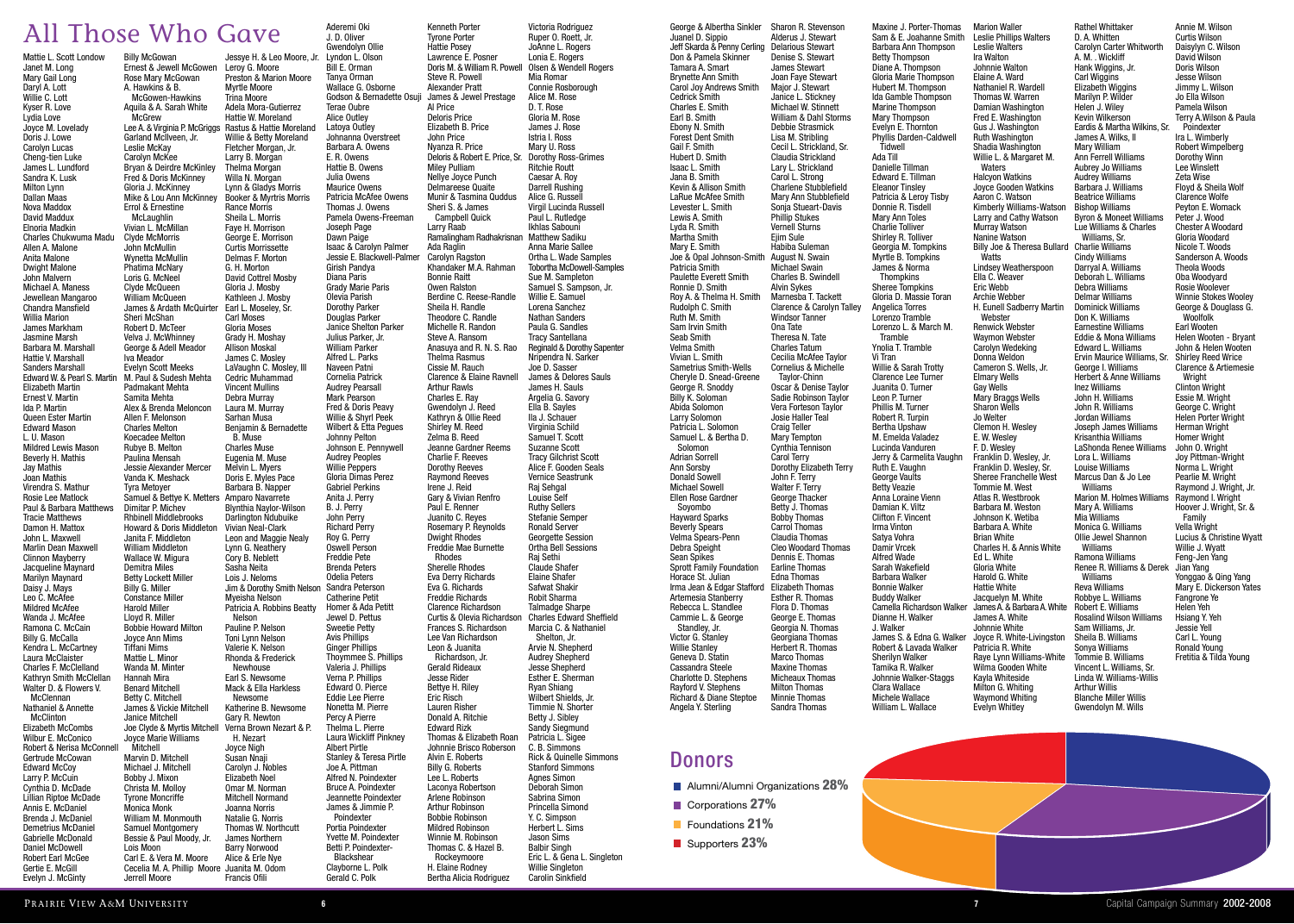# All Those Who Gave

Mattie L. Scott London
Janet M. Long
Mary Gail Long
Daryl A. Lott
Willie C. Lott
Kyser R. Love
Lydia Love
Joyce M. Lovelady
Doris J. Lowe
Carolyn Lucas
Cheng-tien Luke
James L. Lundford
Sandra K. Lusk
Milton Lynn
Dallan Maas
Nova Maddox
David Maddux
Elnoria Madkin
Charles Chukwuma Madu
Allen A. Malone
Anita Malone
Dwight Malone
John Malvern
Michael A. Maness
Jewellean Mangaroo
Chandra Mansfield
Willia Marion
James Markham
Jasmine Marsh
Barbara M. Marshall
Hattie V. Marshall
Sanders Marshall
Edward W. & Pearl S. Martin
Elizabeth Martin
Ernest V. Martin
Ida P. Martin
Queen Ester Martin
Edward Mason
L. U. Mason
Mildred Lewis Mason
Beverly H. Mathis
Jay Mathis
Joan Mathis
Virendra S. Mathur
Rosie Lee Matlock
Paul & Barbara Matthews
Tracie Matthews
Damon H. Mattox
John L. Maxwell
Marlin Dean Maxwell
Clinnon Mayberry
Jacqueline Maynard
Marilyn Maynard
Daisy J. Mays
Leo C. McAfee
Mildred McAfee
Wanda J. McAfee
Ramona C. McCain
Billy G. McCalla
Kendra L. McCartney
Laura McClaister
Charles F. McClelland
Kathryn Smith McClellan
Walter D. & Flowers V. McClennan
Nathaniel & Annette McClinton
Elizabeth McCombs
Wilbur E. McConico
Robert & Nerisa McConnell
Gertrude McCowan
Edward McCoy
Larry P. McCuin
Cynthia D. McDade
Lillian Riptoe McDade
Annis E. McDaniel
Brenda J. McDaniel
Demetrius McDaniel
Gabrielle McDonald
Daniel McDowell
Robert Earl McGee
Gertie E. McGill
Evelyn J. McGinty
Billy McGowan
Ernest & Jewell McGowen
Rose Mary McGowan
A. Hawkins & B. McGowen-Hawkins
Aquila & A. Sarah White McGrew
Lee A. & Virginia P. McGriggs
Garland McIlveen, Jr.
Leslie McKay
Carolyn McKee
Bryan & Deirdre McKinley
Fred & Doris McKinney
Gloria J. McKinney
Mike & Lou Ann McKinney
Errol & Ernestine McLaughlin
Vivian L. McMillan
Clyde McMorris
John McMullin
Wynetta McMullin
Phatima McNary
Loris G. McNeel
Clyde McQueen
William McQueen
James & Ardath McQuirter
Sheri McShan
Robert D. McTeer
Velva J. McWhinney
George & Adell Meador
Iva Meador
Evelyn Scott Meeks
M. Paul & Sudesh Mehta
Padmakant Mehta
Samita Mehta
Alex & Brenda Meloncon
Allen F. Meloncon
Charles Melton
Koecadee Melton
Rubye B. Melton
Paulina Mensah
Jessie Alexander Mercer
Vanda K. Meshack
Tyra Metoyer
Samuel & Bettye K. Metters
Dimitar P. Michev
Rhbinell Middlebrooks
Howard & Doris Middleton
Janita F. Middleton
William Middleton
Wallace W. Migura
Demitra Miles
Betty Lockett Miller
Billy G. Miller
Constance Miller
Harold Miller
Lloyd R. Miller
Bobbie Howard Milton
Joyce Ann Mims
Tiffani Mims
Mattie L. Minor
Wanda M. Minter
Hannah Mira
Benard Mitchell
Betty C. Mitchell
James & Vickie Mitchell
Janice Mitchell
Joe Clyde & Myrtis Mitchell
Joyce Marie Williams Mitchell
Marvin D. Mitchell
Michael J. Mitchell
Bobby J. Mixon
Christa M. Molloy
Tyrone Moncriffe
Monica Monk
William M. Monmouth
Samuel Montgomery
Bessie & Paul Moody, Jr.
Lois Moon
Carl E. & Vera M. Moore
Cecelia M. A. Phillip Moore
Jerrell Moore
Jessye H. & Leo Moore, Jr.
Leroy G. Moore
Preston & Marion Moore
Myrtle Moore
Trina Moore
Adela Mora-Gutierrez
Hattie W. Moreland
Rastus & Hattie Moreland
Willie & Betty Moreland
Fletcher Morgan, Jr.
Larry B. Morgan
Thelma Morgan
Willa N. Morgan
Lynn & Gladys Morris
Booker & Myrtris Morris
Rance Morris
Sheila L. Morris
Faye H. Morrison
George E. Morrison
Curtis Morrissette
Delmas F. Morton
G. H. Morton
David Cottrel Mosby
Gloria J. Mosby
Kathleen J. Mosby
Earl L. Moseley, Sr.
Carl Moses
Gloria Moses
Grady H. Moshay
Allison Moskal
James C. Mosley
LaVaughn C. Mosley, III
Cedric Muhammad
Vincent Mullins
Debra Murray
Laura M. Murray
Sarhan Musa
Benjamin & Bernadette B. Muse
Charles Muse
Eugenia M. Muse
Melvin L. Myers
Doris E. Myles Pace
Barbara B. Napper
Amparo Navarrete
Blynthia Naylor-Wilson
Darlington Ndubuike
Vivian Neal-Clark
Leon and Maggie Nealy
Lynn G. Neathery
Cory B. Neblett
Sasha Neita
Lois J. Neloms
Jim & Dorothy Smith Nelson
Myeisha Nelson
Patricia A. Robbins Beatty Nelson
Pauline P. Nelson
Toni Lynn Nelson
Valerie K. Nelson
Rhonda & Frederick Newhouse
Earl S. Newsome
Mack & Ella Harkless Newsome
Katherine B. Newsome
Gary R. Newton
Verna Brown Nezart & P. H. Nezart
Joyce Nigh
Susan Nnaji
Carolyn J. Nobles
Elizabeth Noel
Omar M. Norman
Mitchell Normand
Joanna Norris
Natalie G. Norris
Thomas W. Northcutt
James Northern
Barry Norwood
Alice & Erle Nye
Juanita M. Odom
Francis Ofili
Aderemi Oki
J. D. Oliver
Gwendolyn Ollie
Lyndon L. Olson
Bill E. Orman
Tanya Orman
Wallace G. Osborne
Godson & Bernadette Osuji
Terae Oubre
Alice Outley
Latoya Outley
Johnanna Overstreet
Barbara A. Owens
E. R. Owens
Hattie B. Owens
Julia Owens
Maurice Owens
Patricia McAfee Owens
Thomas J. Owens
Pamela Owens-Freeman
Joseph Page
Dawn Paige
Isaac & Carolyn Palmer
Jessie E. Blackwell-Palmer
Girish Pandya
Diana Paris
Grady Marie Paris
Olevia Parish
Dorothy Parker
Douglas Parker
Janice Shelton Parker
Julius Parker, Jr.
William Parker
Alfred L. Parks
Naveen Patni
Cornelia Patrick
Audrey Pearsall
Mark Pearson
Fred & Doris Peavy
Willie & Shyrl Peek
Wilbert & Etta Pegues
Johnny Pelton
Johnson E. Pennywell
Audrey Peoples
Willie Peppers
Gloria Dimas Perez
Gabriel Perkins
Anita J. Perry
B. J. Perry
John Perry
Richard Perry
Roy G. Perry
Oswell Person
Freddie Pete
Brenda Peters
Odelia Peters
Sandra Peterson
Catherine Petit
Homer & Ada Petitt
Jewel D. Pettus
Sweetie Petty
Avis Phillips
Ginger Phillips
Thoymmee S. Phillips
Valeria J. Phillips
Verna P. Phillips
Edward O. Pierce
Eddie Lee Pierre
Nonetta M. Pierre
Percy A Pierre
Thelma L. Pierre
Laura Wickliff Pinkney
Albert Pirtle
Stanley & Teresa Pirtle
Joe A. Pittman
Alfred N. Poindexter
Bruce A. Poindexter
Jeannette Poindexter
James & Jimmie P. Poindexter
Portia Poindexter
Yvette M. Poindexter
Betti P. Poindexter-Blackshear
Clayborne L. Polk
Gerald C. Polk
Kenneth Porter
Tyrone Porter
Hattie Posey
Lawrence E. Posner
Doris M. & William R. Powell
Steve R. Powell
Alexander Pratt
James & Jewel Prestage
Al Price
Deloris Price
Elizabeth B. Price
John Price
Nyanza R. Price
Deloris & Robert E. Price, Sr.
Miley Pulliam
Nellye Joyce Punch
Delmareese Quaite
Munir & Tasmina Quddus
Sheri S. & James Campbell Quick
Larry Raab
Ramalingham Radhakrisnan
Ada Raglin
Carolyn Ragston
Khandaker M.A. Rahman
Bonnie Raitt
Owen Ralston
Berdine C. Reese-Randle
Sheila H. Randle
Theodore C. Randle
Michelle R. Randon
Steve A. Ransom
Anasuya and R. N. S. Rao
Thelma Rasmus
Cissie M. Rauch
Clarence & Elaine Ravnell
Arthur Rawls
Charles E. Ray
Gwendolyn J. Reed
Kathryn & Ollie Reed
Shirley M. Reed
Zelma B. Reed
Jeanne Gardner Reems
Charlie F. Reeves
Dorothy Reeves
Raymond Reeves
Irene J. Reid
Gary & Vivian Renfro
Paul E. Renner
Juanito C. Reyes
Rosemary P. Reynolds
Dwight Rhodes
Freddie Mae Burnette Rhodes
Sherelle Rhodes
Eva Derry Richards
Eva G. Richards
Freddie Richards
Clarence Richardson
Curtis & Olevia Richardson
Frances S. Richardson
Lee Van Richardson
Leon & Juanita Richardson, Jr.
Gerald Rideaux
Jesse Rider
Bettye H. Riley
Eric Risch
Lauren Risher
Donald A. Ritchie
Edward Rizk
Thomas & Elizabeth Roan
Johnnie Brisco Roberson
Alvin E. Roberts
Billy G. Roberts
Lee L. Roberts
Laconya Robertson
Arlene Robinson
Arthur Robinson
Bobbie Robinson
Mildred Robinson
Winnie M. Robinson
Thomas C. & Hazel B. Rockeymoore
H. Elaine Rodney
Bertha Alicia Rodriguez
Victoria Rodriguez
Ruper O. Roett, Jr.
JoAnne L. Rogers
Lonia E. Rogers
Olsen & Wendell Rogers
Mia Romar
Connie Rosborough
Alice M. Rose
D. T. Rose
Gloria M. Rose
James J. Rose
Istria I. Ross
Mary U. Ross
Dorothy Ross-Grimes
Ritchie Routt
Caesar A. Roy
Darrell Rushing
Alice G. Russell
Virgil Lucinda Russell
Paul L. Rutledge
Ikhlas Sabouni
Matthew Sadiku
Anna Marie Sallee
Ortha L. Wade Samples
Tobortha McDowell-Samples
Sue M. Sampleton
Samuel S. Sampson, Jr.
Willie E. Samuel
Lorena Sanchez
Nathan Sanders
Paula G. Sandles
Tracy Santellana
Reginald & Dorothy Sapenter
Nripendra N. Sarker
Joe D. Sasser
James & Delores Sauls
James H. Sauls
Argelia G. Savory
Ella B. Sayles
Ila J. Schauer
Virginia Schild
Samuel T. Scott
Suzanne Scott
Tracy Gilchrist Scott
Alice F. Gooden Seals
Vernice Seastrunk
Raj Sehgal
Louise Self
Ruthy Sellers
Stefanie Semper
Ronald Server
Georgette Session
Ortha Bell Sessions
Raj Sethi
Claude Shafer
Elaine Shafer
Safwat Shakir
Robit Sharma
Talmadge Sharpe
Charles Edward Sheffield
Marcia C. & Nathaniel Shelton, Jr.
Arvie N. Shepherd
Audrey Shepherd
Jesse Shepherd
Esther E. Sherman
Ryan Shiang
Wilbert Shields, Jr.
Timmie N. Shorter
Betty J. Sibley
Sandy Siegmund
Patricia L. Sigee
C. B. Simmons
Rick & Quinelle Simmons
Stanford Simmons
Agnes Simon
Deborah Simon
Sabrina Simon
Princella Simond
Y. C. Simpson
Herbert L. Sims
Jason Sims
Balbir Singh
Eric L. & Gena L. Singleton
Willie Singleton
Carolin Sinkfield
George & Albertha Sinkler
Juanel D. Sippio
Jeff Skarda & Penny Cerling
Don & Pamela Skinner
Tamara A. Smart
Brynette Ann Smith
Carol Joy Andrews Smith
Cedrick Smith
Charles E. Smith
Earl B. Smith
Ebony N. Smith
Forest Dent Smith
Gail F. Smith
Hubert D. Smith
Isaac L. Smith
Jana B. Smith
Kevin & Allison Smith
LaRue McAfee Smith
Levester L. Smith
Lewis A. Smith
Lyda R. Smith
Martha Smith
Mary E. Smith
Joe & Opal Johnson-Smith
Patricia Smith
Paulette Everett Smith
Ronnie D. Smith
Roy A. & Thelma H. Smith
Rudolph C. Smith
Ruth M. Smith
Sam Irvin Smith
Seab Smith
Velma Smith
Vivian L. Smith
Sametrius Smith-Wells
Cheryle D. Snead-Greene
George R. Snoddy
Billy K. Soloman
Abida Solomon
Larry Solomon
Patricia L. Solomon
Samuel L. & Bertha D. Solomon
Adrian Sorrell
Ann Sorsby
Donald Sowell
Michael Sowell
Ellen Rose Gardner Soyombo
Hayward Sparks
Beverly Spears
Velma Spears-Penn
Debra Speight
Sean Spikes
Sprott Family Foundation
Horace St. Julian
Irma Jean & Edgar Stafford
Artemesia Stanberry
Rebecca L. Standlee
Cammie L. & George Standley, Jr.
Victor G. Stanley
Willie Stanley
Geneva D. Statin
Cassandra Steele
Charlotte D. Stephens
Rayford V. Stephens
Richard & Diane Steptoe
Angela Y. Sterling
Sharon R. Stevenson
Alderus J. Stewart
Delarious Stewart
Denise S. Stewart
James Stewart
Joan Faye Stewart
Major J. Stewart
Janice L. Stickney
Michael W. Stinnett
William & Dahl Storms
Debbie Strasmick
Lisa M. Stribling
Cecil L. Strickland, Sr.
Claudia Strickland
Lary L. Strickland
Carol L. Strong
Charlene Stubblefield
Mary Ann Stubblefield
Sonja Stueart-Davis
Phillip Stukes
Vernell Sturns
Ejim Sule
Habiba Suleman
August N. Swain
Michael Swain
Charles B. Swindell
Alvin Sykes
Marnesba T. Tackett
Clarence & Carolyn Talley
Windsor Tanner
Ona Tate
Theresa N. Tate
Charles Tatum
Cecilia McAfee Taylor
Cornelius & Michelle Taylor-Chinn
Oscar & Denise Taylor
Sadie Robinson Taylor
Vera Forteson Taylor
Josie Haller Teal
Craig Teller
Mary Tempton
Cynthia Tennison
Carol Terry
Dorothy Elizabeth Terry
John F. Terry
Walter F. Terry
George Thacker
Betty J. Thomas
Bobby Thomas
Carrol Thomas
Claudia Thomas
Cleo Woodard Thomas
Dennis E. Thomas
Earline Thomas
Edna Thomas
Elizabeth Thomas
Esther R. Thomas
Flora D. Thomas
George E. Thomas
Georgia N. Thomas
Georgiana Thomas
Herbert R. Thomas
Marco Thomas
Maxine Thomas
Micheaux Thomas
Milton Thomas
Minnie Thomas
Sandra Thomas
Maxine J. Porter-Thomas
Sam & E. Joahanne Smith
Betty Thompson
Diane A. Thompson
Gloria Marie Thompson
Hubert M. Thompson
Ida Gamble Thompson
Marine Thompson
Mary Thompson
Evelyn E. Thornton
Phyllis Darden-Caldwell Tidwell
Ada Till
Danielle Tillman
Edward E. Tillman
Eleanor Tinsley
Patricia & Leroy Tisby
Donnie R. Tisdell
Mary Ann Toles
Charlie Tolliver
Shirley R. Tolliver
Georgia M. Tompkins
Myrtle B. Tompkins
James & Norma Thompkins
Sheree Tompkins
Gloria D. Massie Toran
Angelica Torres
Lorenzo Tramble
Lorenzo L. & March M. Tramble
Ynolia T. Tramble
Vi Tran
Willie & Sarah Trotty
Clarence Lee Turner
Juanita O. Turner
Leon P. Turner
Phillis M. Turner
Robert R. Turpin
Bertha Upshaw
M. Estelda Valadez
Lucinda Vanduren
Jerry & Carmelita Vaughn
Ruth E. Vaughn
George Vaults
Betty Veazie
Anna Loraine Vienn
Damian K. Viltz
Clifton F. Vincent
Irma Vinton
Satya Vohra
Damir Vrcek
Alfred Wade
Sarah Wakefield
Barbara Walker
Bonnie Walker
Buddy Walker
Camella Richardson Walker
Dianne H. Walker
J. Walker
James S. & Edna G. Walker
Robert & Lavada Walker
Sherilyn Walker
Tamika R. Walker
Johnnie Walker-Staggs
Clara Wallace
Michele Wallace
William L. Wallace
Marion Waller
Leslie Phillips Walters
Leslie Walters
Ira Walton
Johnnie Walton
Elaine A. Ward
Nathaniel R. Wardell
Thomas W. Warren
Damian Washington
Fred E. Washington
Gus J. Washington
Ruth Washington
Shadia Washington
Willie L. & Margaret M. Waters
Halcyon Watkins
Joyce Gooden Watkins
Aaron C. Watson
Kimberly Williams-Watson
Larry and Cathy Watson
Murray Watson
Nanine Watson
Billy Joe & Theresa Bullard Watts
Lindsey Weatherspoon
Ella C. Weaver
Eric Webb
Archie Webber
H. Eunell Sadberry Martin Webster
Renwick Webster
Waymon Webster
Carolyn Wedeking
Donna Weldon
Cameron S. Wells, Jr.
Elmary Wells
Gay Wells
Mary Braggs Wells
Sharon Wells
Jo Welter
Clemon H. Wesley
E. W. Wesley
F. D. Wesley
Franklin D. Wesley, Jr.
Franklin D. Wesley, Sr.
Sheree Franchelle West
Tommie M. West
Atlas R. Westbrook
Barbara M. Weston
Johnson K. Wetiba
Barbara A. White
Brian White
Charles H. & Annis White
Ed L. White
Gloria White
Harold G. White
Hattie White
Jacquelyn M. White
James A. & Barbara A. White
James A. White
Johnnie White
Joyce R. White-Livingston
Patricia R. White
Raye Lynn Williams-White
Wilma Gooden White
Kayla Whiteside
Milton G. Whiting
Waymond Whiting
Evelyn Whitley
Rathel Whittaker
D. A. Whitten
Carolyn Carter Whitworth
A. M. . Wickliff
Hank Wiggins, Jr.
Carl Wiggins
Elizabeth Wiggins
Marilyn P. Wilder
Helen J. Wiley
Kevin Wilkerson
Eardis & Martha Wilkins, Sr.
James A. Wilks, II
Mary William
Ann Ferrell Williams
Aubrey Jo Williams
Audrey Williams
Barbara J. Williams
Beatrice Williams
Bishop Williams
Byron & Moneet Williams
Lue Williams & Charles Williams, Sr.
Charlie Williams
Cindy Williams
Darryal A. Williams
Deborah L. Williams
Debra Williams
Delmar Williams
Dominick Williams
Don K. Williams
Earnestine Williams
Eddie & Mona Williams
Edward L. Williams
Ervin Maurice Williams, Sr.
George I. Williams
Herbert & Anne Williams
Inez Williams
John H. Williams
John R. Williams
Jordan Williams
Joseph James Williams
Krisanthia Williams
LaShonda Renee Williams
Lora L. Williams
Louise Williams
Marcus Dan & Jo Lee Williams
Marion M. Holmes Williams
Mary A. Williams
Mia Williams
Monica G. Williams
Ollie Jewel Shannon Williams
Ramona Williams
Renee R. Williams & Derek Williams
Reva Williams
Robbye L. Williams
Robert E. Williams
Rosalind Wilson Williams
Sam Williams, Jr.
Sheila B. Williams
Sonya Williams
Tommie B. Williams
Vincent L. Williams, Sr.
Linda W. Williams-Willis
Arthur Willis
Blanche Miller Willis
Gwendolyn M. Wills
Annie M. Wilson
Curtis Wilson
Daisylyn C. Wilson
David Wilson
Doris Wilson
Jesse Wilson
Jimmy L. Wilson
Jo Ella Wilson
Pamela Wilson
Terry A.Wilson & Paula Poindexter
Ira L. Wimberly
Robert Wimpelberg
Dorothy Winn
Lee Winslett
Zeta Wise
Floyd & Sheila Wolf
Clarence Wolfe
Peyton E. Womack
Peter J. Wood
Chester A Woodard
Gloria Woodard
Nicole T. Woods
Sanderson A. Woods
Theola Woods
Oba Woodyard
Rosie Woolever
Winnie Stokes Wooley
George & Douglass G. Woolfolk
Earl Wooten
Helen Wooten - Bryant
John & Helen Wooten
Shirley Reed Wrice
Clarence & Artiemesie Wright
Clinton Wright
Essie M. Wright
George C. Wright
Helen Porter Wright
Herman Wright
Homer Wright
John O. Wright
Joy Pittman-Wright
Norma L. Wright
Pearlie M. Wright
Raymond J. Wright, Jr.
Raymond I. Wright
Hoover J. Wright, Sr. & Family
Vella Wright
Lucius & Christine Wyatt
Willie J. Wyatt
Feng-Jen Yang
Jian Yang
Yonggao & Qing Yang
Mary E. Dickerson Yates
Fangrone Ye
Helen Yeh
Hsiang Y. Yeh
Jessie Yell
Carl L. Young
Ronald Young
Frettitia & Tilda Young

## Donors

- Alumni/Alumni Organizations 28%
- Corporations 27%
- Foundations 21%
- Supporters 23%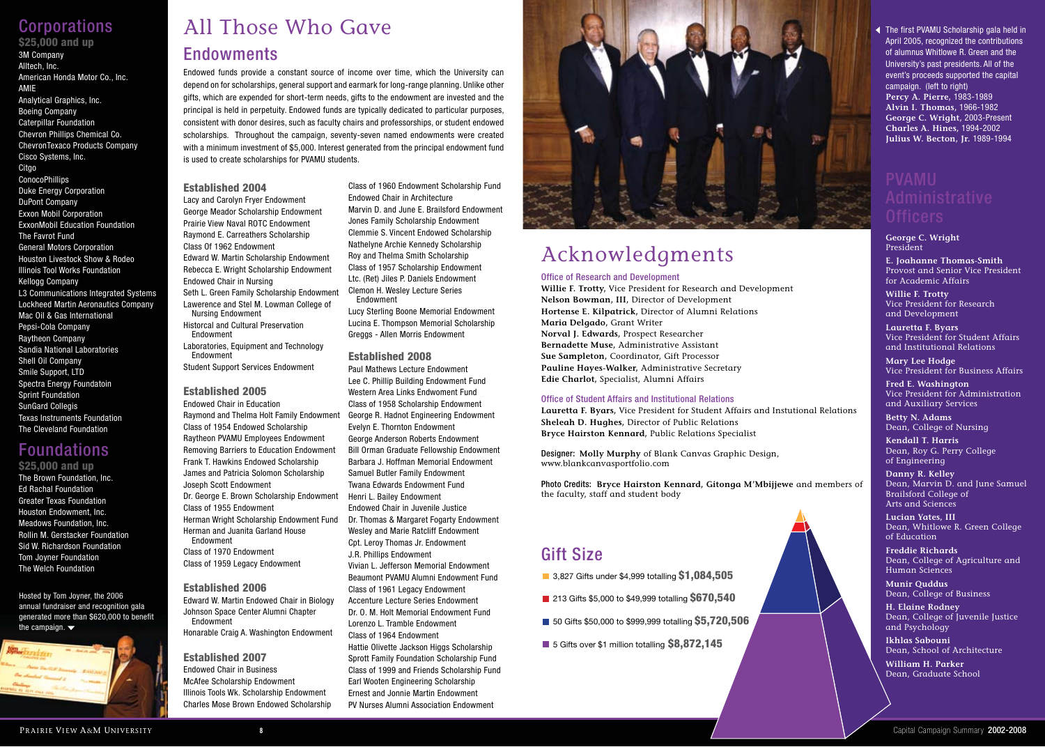## Corporations

### $25,000 and up

3M Company
Alltech, Inc.
American Honda Motor Co., Inc.
AMIE
Analytical Graphics, Inc.
Boeing Company
Caterpillar Foundation
Chevron Phillips Chemical Co.
ChevronTexaco Products Company
Cisco Systems, Inc.
Citgo
ConocoPhillips
Duke Energy Corporation
DuPont Company
Exxon Mobil Corporation
ExxonMobil Education Foundation
The Favrot Fund
General Motors Corporation
Houston Livestock Show & Rodeo
Illinois Tool Works Foundation
Kellogg Company
L3 Communications Integrated Systems
Lockheed Martin Aeronautics Company
Mac Oil & Gas International
Pepsi-Cola Company
Raytheon Company
Sandia National Laboratories
Shell Oil Company
Smile Support, LTD
Spectra Energy Foundatoin
Sprint Foundation
SunGard Collegis
Texas Instruments Foundation
The Cleveland Foundation

## Foundations

### $25,000 and up

The Brown Foundation, Inc.
Ed Rachal Foundation
Greater Texas Foundation
Houston Endowment, Inc.
Meadows Foundation, Inc.
Rollin M. Gerstacker Foundation
Sid W. Richardson Foundation
Tom Joyner Foundation
The Welch Foundation

Hosted by Tom Joyner, the 2006 annual fundraiser and recognition gala generated more than $620,000 to benefit the campaign.

# All Those Who Gave

## Endowments

Endowed funds provide a constant source of income over time, which the University can depend on for scholarships, general support and earmark for long-range planning. Unlike other gifts, which are expended for short-term needs, gifts to the endowment are invested and the principal is held in perpetuity. Endowed funds are typically dedicated to particular purposes, consistent with donor desires, such as faculty chairs and professorships, or student endowed scholarships. Throughout the campaign, seventy-seven named endowments were created with a minimum investment of $5,000. Interest generated from the principal endowment fund is used to create scholarships for PVAMU students.

### Established 2004

Lacy and Carolyn Fryer Endowment
George Meador Scholarship Endowment
Prairie View Naval ROTC Endowment
Raymond E. Carreathers Scholarship
Class Of 1962 Endowment
Edward W. Martin Scholarship Endowment
Rebecca E. Wright Scholarship Endowment
Endowed Chair in Nursing
Seth L. Green Family Scholarship Endowment
Lawerence and Stel M. Lowman College of Nursing Endowment
Historcal and Cultural Preservation Endowment
Laboratories, Equipment and Technology Endowment
Student Support Services Endowment

### Established 2005

Endowed Chair in Education
Raymond and Thelma Holt Family Endowment
Class of 1954 Endowed Scholarship
Raytheon PVAMU Employees Endowment
Removing Barriers to Education Endowment
Frank T. Hawkins Endowed Scholarship
James and Patricia Solomon Scholarship
Joseph Scott Endowment
Dr. George E. Brown Scholarship Endowment
Class of 1955 Endowment
Herman Wright Scholarship Endowment Fund
Herman and Juanita Garland House Endowment
Class of 1970 Endowment
Class of 1959 Legacy Endowment

### Established 2006

Edward W. Martin Endowed Chair in Biology
Johnson Space Center Alumni Chapter Endowment
Honarable Craig A. Washington Endowment

### Established 2007

Endowed Chair in Business
McAfee Scholarship Endowment
Illinois Tools Wk. Scholarship Endowment
Charles Mose Brown Endowed Scholarship
Class of 1960 Endowment Scholarship Fund
Endowed Chair in Architecture
Marvin D. and June E. Brailsford Endowment
Jones Family Scholarship Endowment
Clemmie S. Vincent Endowed Scholarship
Nathelyne Archie Kennedy Scholarship
Roy and Thelma Smith Scholarship
Class of 1957 Scholarship Endowment
Ltc. (Ret) Jiles P. Daniels Endowment
Clemon H. Wesley Lecture Series Endowment
Lucy Sterling Boone Memorial Endowment
Lucina E. Thompson Memorial Scholarship
Greggs - Allen Morris Endowment

### Established 2008

Paul Mathews Lecture Endowment
Lee C. Phillip Building Endowment Fund
Western Area Links Endwoment Fund
Class of 1958 Scholarship Endowment
George R. Hadnot Engineering Endowment
Evelyn E. Thornton Endowment
George Anderson Roberts Endowment
Bill Orman Graduate Fellowship Endowment
Barbara J. Hoffman Memorial Endowment
Samuel Butler Family Endowment
Twana Edwards Endowment Fund
Henri L. Bailey Endowment
Endowed Chair in Juvenile Justice
Dr. Thomas & Margaret Fogarty Endowment
Wesley and Marie Ratcliff Endowment
Cpt. Leroy Thomas Jr. Endowment
J.R. Phillips Endowment
Vivian L. Jefferson Memorial Endowment
Beaumont PVAMU Alumni Endowment Fund
Class of 1961 Legacy Endowment
Accenture Lecture Series Endowment
Dr. O. M. Holt Memorial Endowment Fund
Lorenzo L. Tramble Endowment
Class of 1964 Endowment
Hattie Olivette Jackson Higgs Scholarship
Sprott Family Foundation Scholarship Fund
Class of 1999 and Friends Scholarship Fund
Earl Wooten Engineering Scholarship
Ernest and Jonnie Martin Endowment
PV Nurses Alumni Association Endowment

# Acknowledgments

### Office of Research and Development

**Willie F. Trotty,** Vice President for Research and Development
**Nelson Bowman, III,** Director of Development
**Hortense E. Kilpatrick,** Director of Alumni Relations
**Maria Delgado,** Grant Writer
**Norval J. Edwards,** Prospect Researcher
**Bernadette Muse,** Administrative Assistant
**Sue Sampleton,** Coordinator, Gift Processor
**Pauline Hayes-Walker,** Administrative Secretary
**Edie Charlot,** Specialist, Alumni Affairs

### Office of Student Affairs and Institutional Relations

**Lauretta F. Byars,** Vice President for Student Affairs and Instutional Relations
**Sheleah D. Hughes,** Director of Public Relations
**Bryce Hairston Kennard,** Public Relations Specialist

Designer: **Molly Murphy** of Blank Canvas Graphic Design, www.blankcanvasportfolio.com

Photo Credits: **Bryce Hairston Kennard, Gitonga M'Mbijjewe** and members of the faculty, staff and student body

## Gift Size

- 3,827 Gifts under $4,999 totalling **$1,084,505**
- 213 Gifts $5,000 to $49,999 totalling **$670,540**
- 50 Gifts $50,000 to $999,999 totalling **$5,720,506**
- 5 Gifts over $1 million totalling **$8,872,145**

The first PVAMU Scholarship gala held in April 2005, recognized the contributions of alumnus Whitlowe R. Green and the University's past presidents. All of the event's proceeds supported the capital campaign. (left to right)
**Percy A. Pierre,** 1983-1989
**Alvin I. Thomas,** 1966-1982
**George C. Wright,** 2003-Present
**Charles A. Hines,** 1994-2002
**Julius W. Becton, Jr.** 1989-1994

## PVAMU Administrative Officers

**George C. Wright**
President

**E. Joahanne Thomas-Smith**
Provost and Senior Vice President for Academic Affairs

**Willie F. Trotty**
Vice President for Research and Development

**Lauretta F. Byars**
Vice President for Student Affairs and Institutional Relations

**Mary Lee Hodge**
Vice President for Business Affairs

**Fred E. Washington**
Vice President for Administration and Auxiliary Services

**Betty N. Adams**
Dean, College of Nursing

**Kendall T. Harris**
Dean, Roy G. Perry College of Engineering

**Danny R. Kelley**
Dean, Marvin D. and June Samuel Brailsford College of Arts and Sciences

**Lucian Yates, III**
Dean, Whitlowe R. Green College of Education

**Freddie Richards**
Dean, College of Agriculture and Human Sciences

**Munir Quddus**
Dean, College of Business

**H. Elaine Rodney**
Dean, College of Juvenile Justice and Psychology

**Ikhlas Sabouni**
Dean, School of Architecture

**William H. Parker**
Dean, Graduate School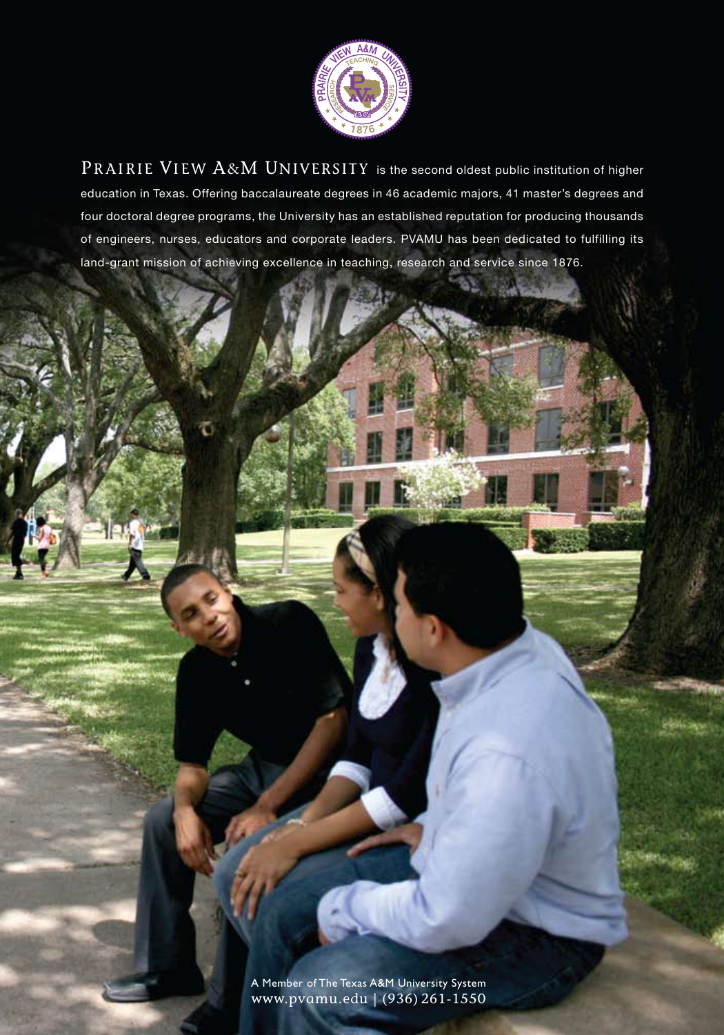PRAIRIE VIEW A&M UNIVERSITY is the second oldest public institution of higher education in Texas. Offering baccalaureate degrees in 46 academic majors, 41 master's degrees and four doctoral degree programs, the University has an established reputation for producing thousands of engineers, nurses, educators and corporate leaders. PVAMU has been dedicated to fulfilling its land-grant mission of achieving excellence in teaching, research and service since 1876.

A Member of The Texas A&M University System
www.pvamu.edu | (936) 261-1550